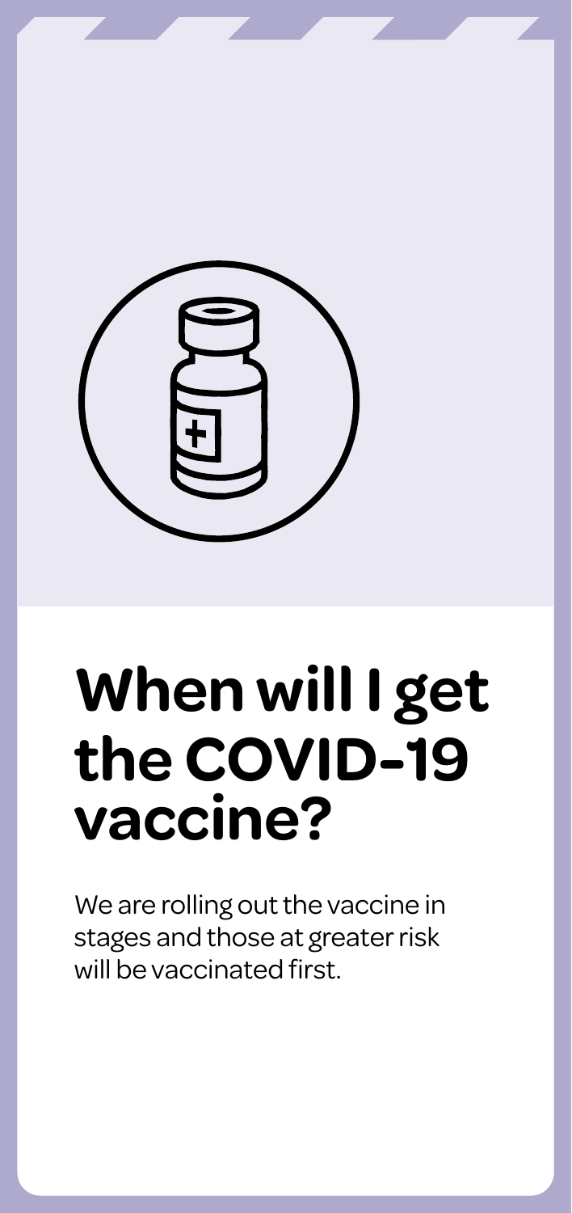# When will I get the COVID-19 vaccine?

We are rolling out the vaccine in stages and those at greater risk will be vaccinated first.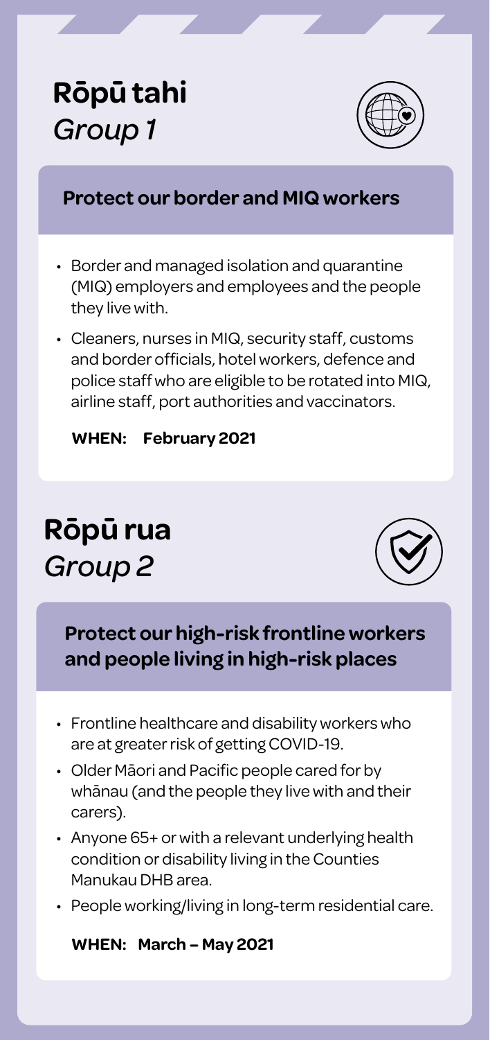# Rōpū tahi
*Group 1*

## Protect our border and MIQ workers

- Border and managed isolation and quarantine (MIQ) employers and employees and the people they live with.
- Cleaners, nurses in MIQ, security staff, customs and border officials, hotel workers, defence and police staff who are eligible to be rotated into MIQ, airline staff, port authorities and vaccinators.

**WHEN: February 2021**

# Rōpū rua
*Group 2*

## Protect our high-risk frontline workers and people living in high-risk places

- Frontline healthcare and disability workers who are at greater risk of getting COVID-19.
- Older Māori and Pacific people cared for by whānau (and the people they live with and their carers).
- Anyone 65+ or with a relevant underlying health condition or disability living in the Counties Manukau DHB area.
- People working/living in long-term residential care.

**WHEN: March – May 2021**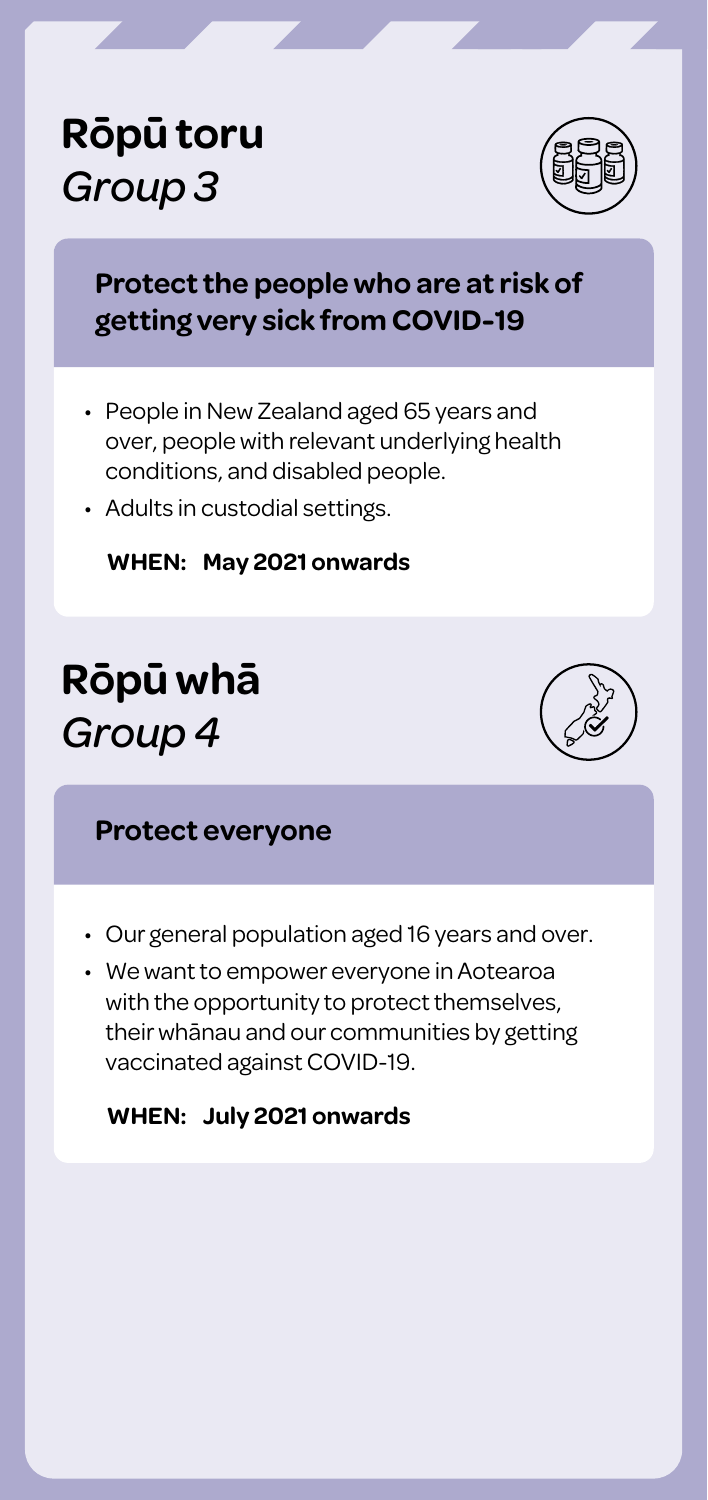# Rōpū toru
*Group 3*

### Protect the people who are at risk of getting very sick from COVID-19

- People in New Zealand aged 65 years and over, people with relevant underlying health conditions, and disabled people.
- Adults in custodial settings.

**WHEN: May 2021 onwards**

# Rōpū whā
*Group 4*

### Protect everyone

- Our general population aged 16 years and over.
- We want to empower everyone in Aotearoa with the opportunity to protect themselves, their whānau and our communities by getting vaccinated against COVID-19.

**WHEN: July 2021 onwards**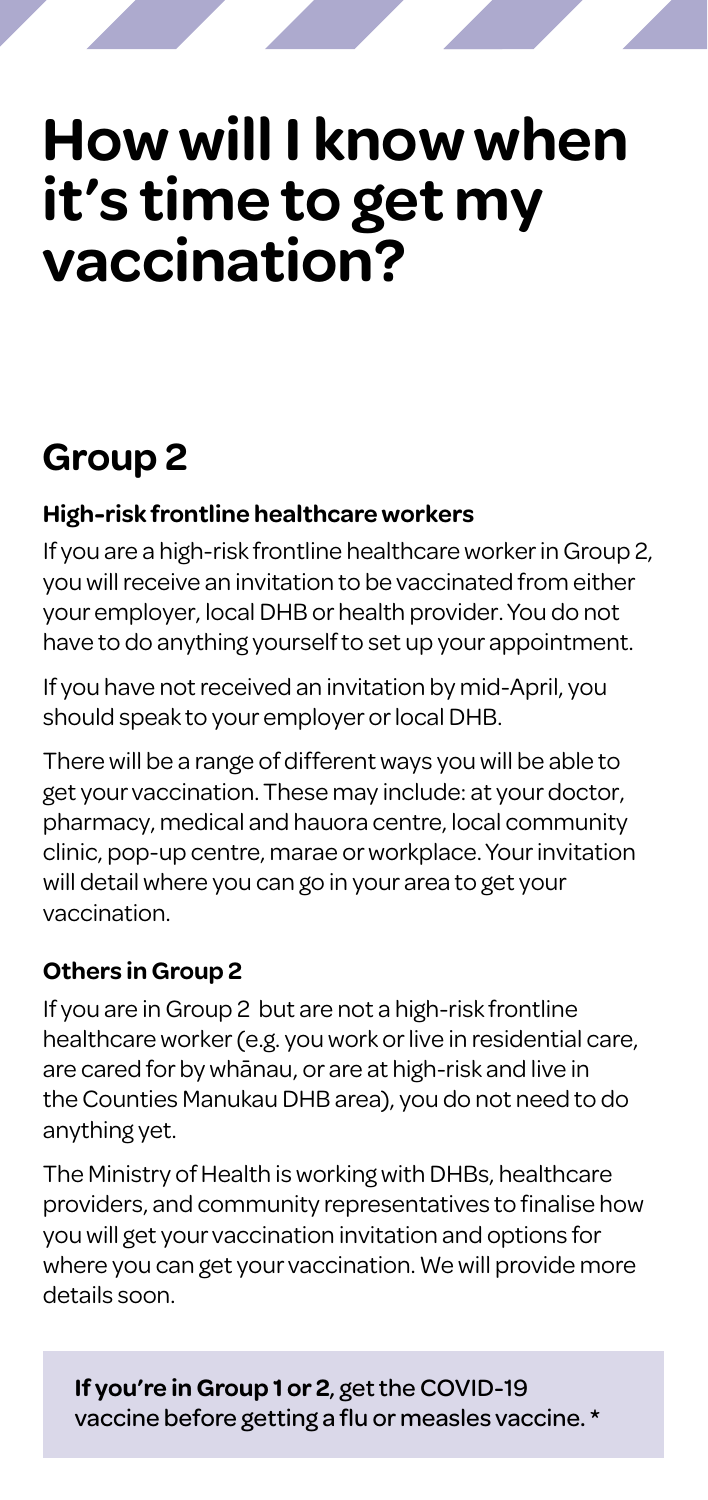# How will I know when it's time to get my vaccination?

## Group 2

### High-risk frontline healthcare workers

If you are a high-risk frontline healthcare worker in Group 2, you will receive an invitation to be vaccinated from either your employer, local DHB or health provider. You do not have to do anything yourself to set up your appointment.

If you have not received an invitation by mid-April, you should speak to your employer or local DHB.

There will be a range of different ways you will be able to get your vaccination. These may include: at your doctor, pharmacy, medical and hauora centre, local community clinic, pop-up centre, marae or workplace. Your invitation will detail where you can go in your area to get your vaccination.

### Others in Group 2

If you are in Group 2 but are not a high-risk frontline healthcare worker (e.g. you work or live in residential care, are cared for by whānau, or are at high-risk and live in the Counties Manukau DHB area), you do not need to do anything yet.

The Ministry of Health is working with DHBs, healthcare providers, and community representatives to finalise how you will get your vaccination invitation and options for where you can get your vaccination. We will provide more details soon.

**If you're in Group 1 or 2**, get the COVID-19 vaccine before getting a flu or measles vaccine. *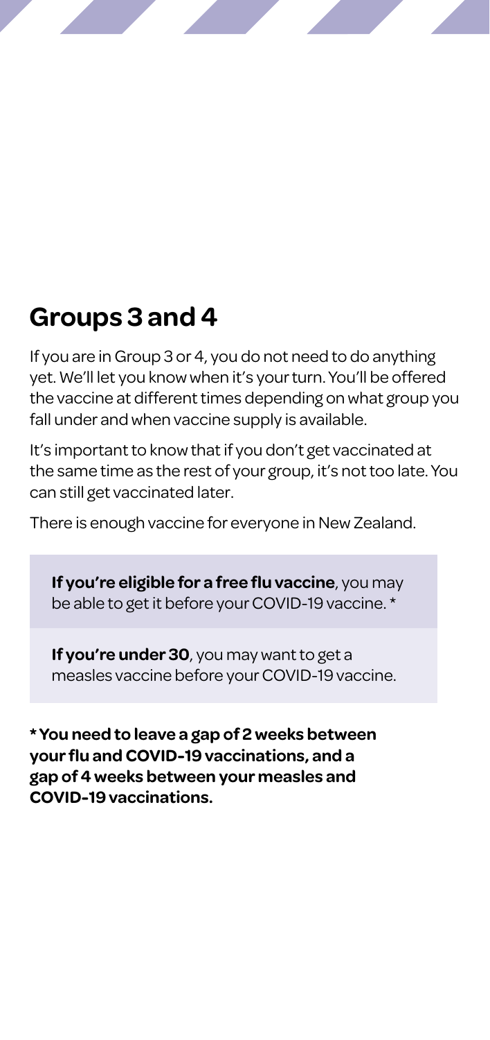## Groups 3 and 4

If you are in Group 3 or 4, you do not need to do anything yet. We'll let you know when it's your turn. You'll be offered the vaccine at different times depending on what group you fall under and when vaccine supply is available.

It's important to know that if you don't get vaccinated at the same time as the rest of your group, it's not too late. You can still get vaccinated later.

There is enough vaccine for everyone in New Zealand.

**If you're eligible for a free flu vaccine**, you may be able to get it before your COVID-19 vaccine. *

**If you're under 30**, you may want to get a measles vaccine before your COVID-19 vaccine.

**\* You need to leave a gap of 2 weeks between your flu and COVID-19 vaccinations, and a gap of 4 weeks between your measles and COVID-19 vaccinations.**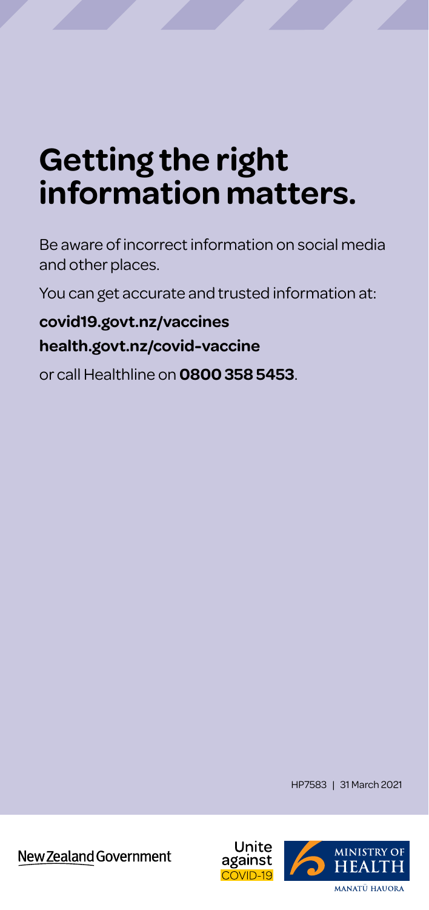# Getting the right information matters.

Be aware of incorrect information on social media and other places.

You can get accurate and trusted information at:

**covid19.govt.nz/vaccines**

**health.govt.nz/covid-vaccine**

or call Healthline on **0800 358 5453**.

HP7583 | 31 March 2021

New Zealand Government

Unite against COVID-19

MINISTRY OF HEALTH

MANATŪ HAUORA